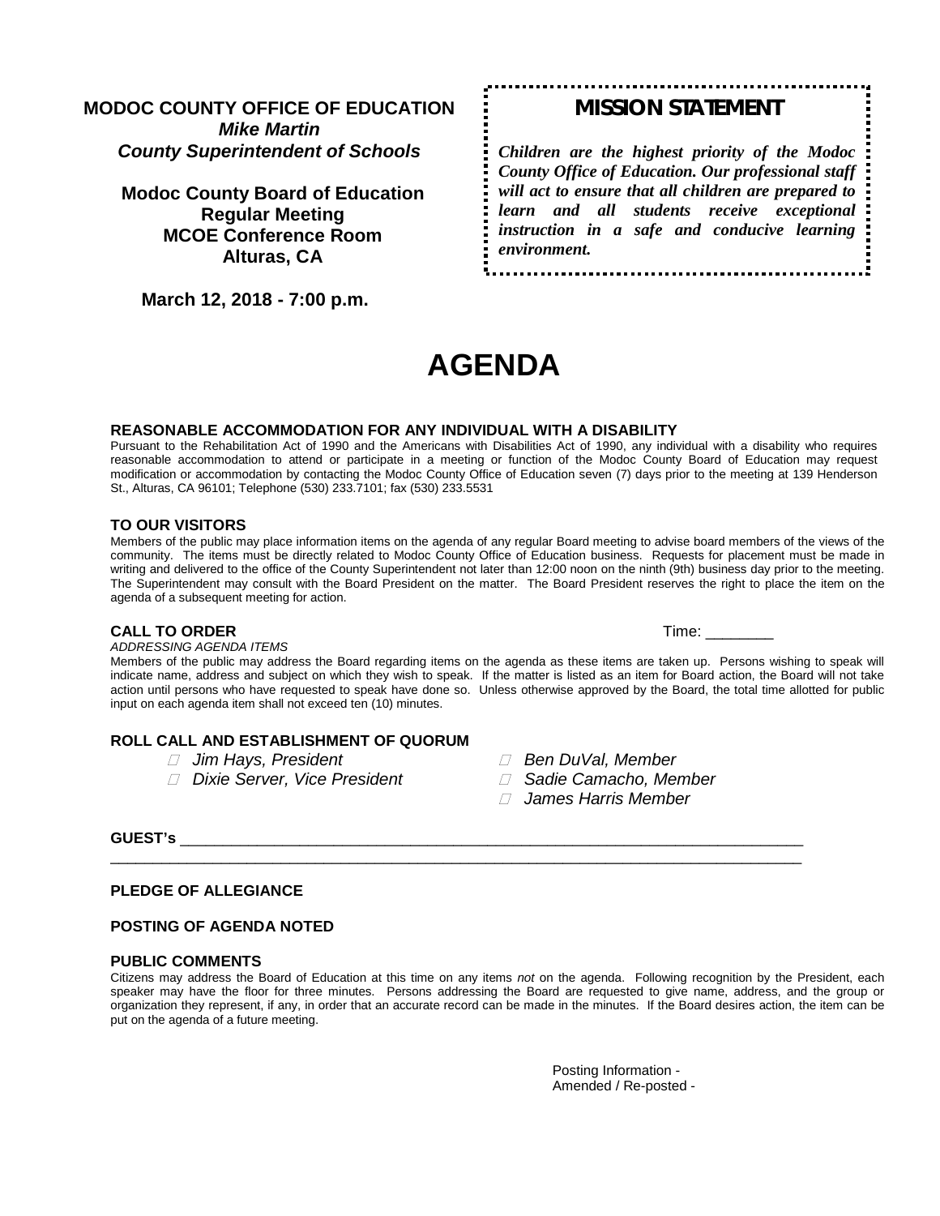**MODOC COUNTY OFFICE OF EDUCATION**
***Mike Martin***
***County Superintendent of Schools***

**Modoc County Board of Education**
**Regular Meeting**
**MCOE Conference Room**
**Alturas, CA**

**March 12, 2018 - 7:00 p.m.**

## MISSION STATEMENT

***Children are the highest priority of the Modoc County Office of Education. Our professional staff will act to ensure that all children are prepared to learn and all students receive exceptional instruction in a safe and conducive learning environment.***

# AGENDA

### REASONABLE ACCOMMODATION FOR ANY INDIVIDUAL WITH A DISABILITY

Pursuant to the Rehabilitation Act of 1990 and the Americans with Disabilities Act of 1990, any individual with a disability who requires reasonable accommodation to attend or participate in a meeting or function of the Modoc County Board of Education may request modification or accommodation by contacting the Modoc County Office of Education seven (7) days prior to the meeting at 139 Henderson St., Alturas, CA 96101; Telephone (530) 233.7101; fax (530) 233.5531

### TO OUR VISITORS

Members of the public may place information items on the agenda of any regular Board meeting to advise board members of the views of the community. The items must be directly related to Modoc County Office of Education business. Requests for placement must be made in writing and delivered to the office of the County Superintendent not later than 12:00 noon on the ninth (9th) business day prior to the meeting. The Superintendent may consult with the Board President on the matter. The Board President reserves the right to place the item on the agenda of a subsequent meeting for action.

### CALL TO ORDER

Time: ________

*ADDRESSING AGENDA ITEMS*

Members of the public may address the Board regarding items on the agenda as these items are taken up. Persons wishing to speak will indicate name, address and subject on which they wish to speak. If the matter is listed as an item for Board action, the Board will not take action until persons who have requested to speak have done so. Unless otherwise approved by the Board, the total time allotted for public input on each agenda item shall not exceed ten (10) minutes.

### ROLL CALL AND ESTABLISHMENT OF QUORUM

- *Jim Hays, President*
- *Dixie Server, Vice President*
- *Ben DuVal, Member*
- *Sadie Camacho, Member*
- *James Harris Member*

**GUEST's** ______________________________________________________________________________

______________________________________________________________________________________

### PLEDGE OF ALLEGIANCE

### POSTING OF AGENDA NOTED

### PUBLIC COMMENTS

Citizens may address the Board of Education at this time on any items *not* on the agenda. Following recognition by the President, each speaker may have the floor for three minutes. Persons addressing the Board are requested to give name, address, and the group or organization they represent, if any, in order that an accurate record can be made in the minutes. If the Board desires action, the item can be put on the agenda of a future meeting.

Posting Information -
Amended / Re-posted -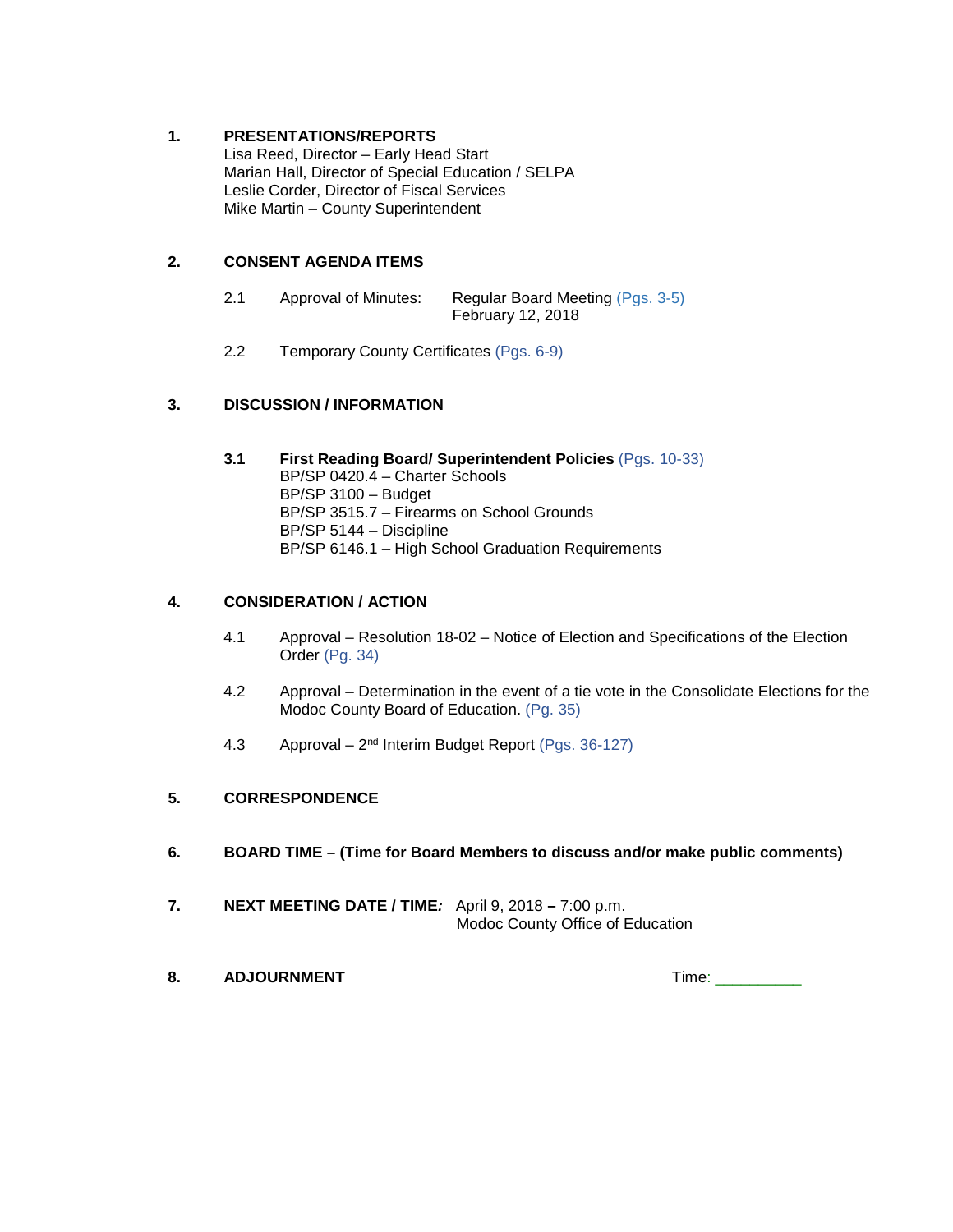**1. PRESENTATIONS/REPORTS**

Lisa Reed, Director – Early Head Start
Marian Hall, Director of Special Education / SELPA
Leslie Corder, Director of Fiscal Services
Mike Martin – County Superintendent

**2. CONSENT AGENDA ITEMS**

2.1 Approval of Minutes: Regular Board Meeting (Pgs. 3-5)
February 12, 2018

2.2 Temporary County Certificates (Pgs. 6-9)

**3. DISCUSSION / INFORMATION**

**3.1 First Reading Board/ Superintendent Policies** (Pgs. 10-33)
BP/SP 0420.4 – Charter Schools
BP/SP 3100 – Budget
BP/SP 3515.7 – Firearms on School Grounds
BP/SP 5144 – Discipline
BP/SP 6146.1 – High School Graduation Requirements

**4. CONSIDERATION / ACTION**

4.1 Approval – Resolution 18-02 – Notice of Election and Specifications of the Election Order (Pg. 34)

4.2 Approval – Determination in the event of a tie vote in the Consolidate Elections for the Modoc County Board of Education. (Pg. 35)

4.3 Approval – 2nd Interim Budget Report (Pgs. 36-127)

**5. CORRESPONDENCE**

**6. BOARD TIME – (Time for Board Members to discuss and/or make public comments)**

**7. NEXT MEETING DATE / TIME:** April 9, 2018 **–** 7:00 p.m.
Modoc County Office of Education

**8. ADJOURNMENT** Time: __________